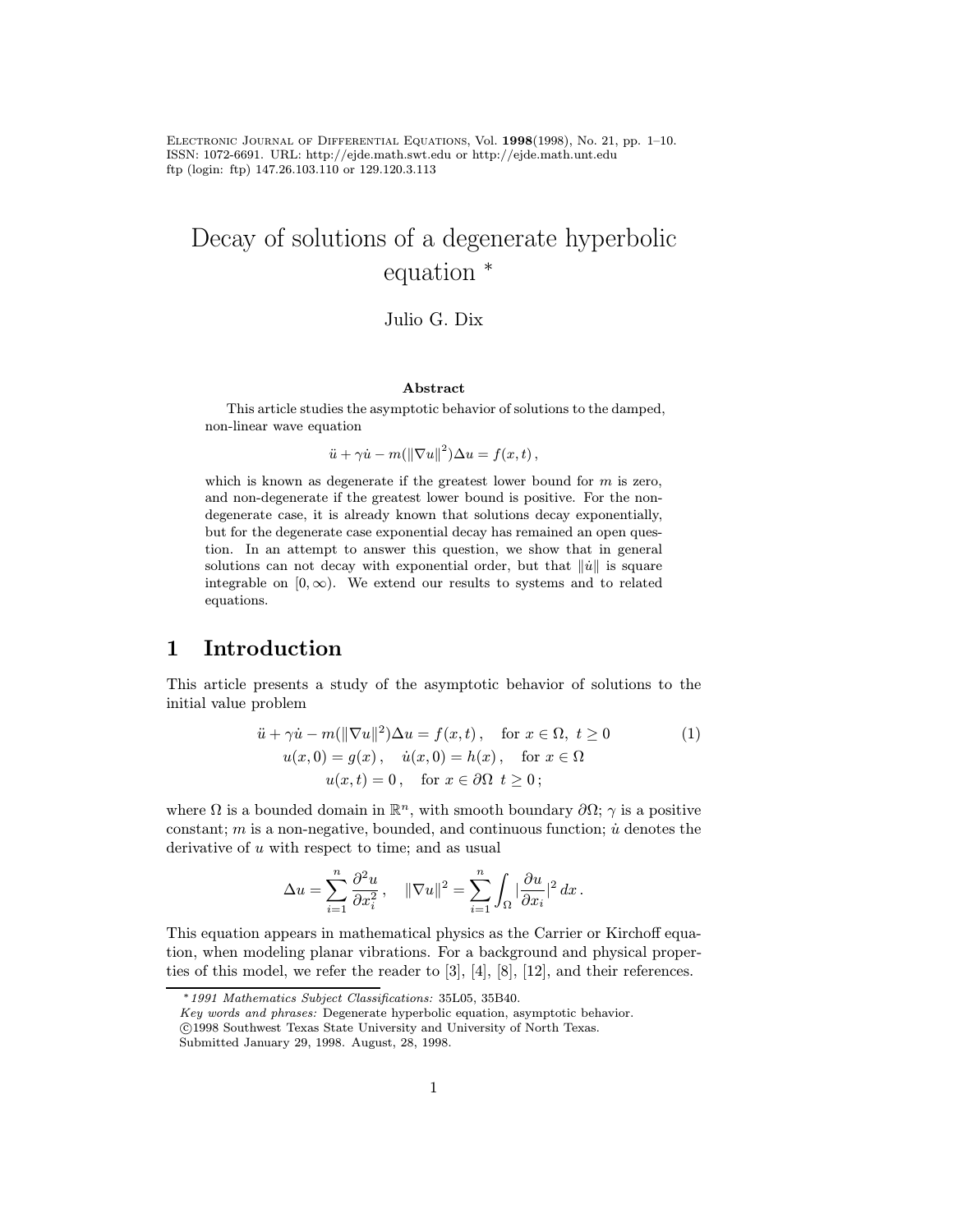# Decay of solutions of a degenerate hyperbolic equation *

Julio G. Dix

**Abstract**

This article studies the asymptotic behavior of solutions to the damped, non-linear wave equation

$$\ddot{u} + \gamma \dot{u} - m(\|\nabla u\|^2)\Delta u = f(x,t)\,,$$

which is known as degenerate if the greatest lower bound for $m$ is zero, and non-degenerate if the greatest lower bound is positive. For the non-degenerate case, it is already known that solutions decay exponentially, but for the degenerate case exponential decay has remained an open question. In an attempt to answer this question, we show that in general solutions can not decay with exponential order, but that $\|\dot{u}\|$ is square integrable on $[0,\infty)$. We extend our results to systems and to related equations.

## 1 Introduction

This article presents a study of the asymptotic behavior of solutions to the initial value problem

$$\begin{aligned}
&\ddot{u} + \gamma \dot{u} - m(\|\nabla u\|^2)\Delta u = f(x,t)\,, \quad \text{for } x \in \Omega,\ t \geq 0 \qquad (1)\\
&u(x,0) = g(x)\,, \quad \dot{u}(x,0) = h(x)\,, \quad \text{for } x \in \Omega\\
&u(x,t) = 0\,, \quad \text{for } x \in \partial\Omega\ \ t \geq 0\,;
\end{aligned}$$

where $\Omega$ is a bounded domain in $\mathbb{R}^n$, with smooth boundary $\partial\Omega$; $\gamma$ is a positive constant; $m$ is a non-negative, bounded, and continuous function; $\dot{u}$ denotes the derivative of $u$ with respect to time; and as usual

$$\Delta u = \sum_{i=1}^{n} \frac{\partial^2 u}{\partial x_i^2}\,, \quad \|\nabla u\|^2 = \sum_{i=1}^{n} \int_\Omega |\frac{\partial u}{\partial x_i}|^2 \, dx\,.$$

This equation appears in mathematical physics as the Carrier or Kirchoff equation, when modeling planar vibrations. For a background and physical properties of this model, we refer the reader to [3], [4], [8], [12], and their references.

---

*1991 Mathematics Subject Classifications:* 35L05, 35B40.
*Key words and phrases:* Degenerate hyperbolic equation, asymptotic behavior.
©1998 Southwest Texas State University and University of North Texas.
Submitted January 29, 1998. August, 28, 1998.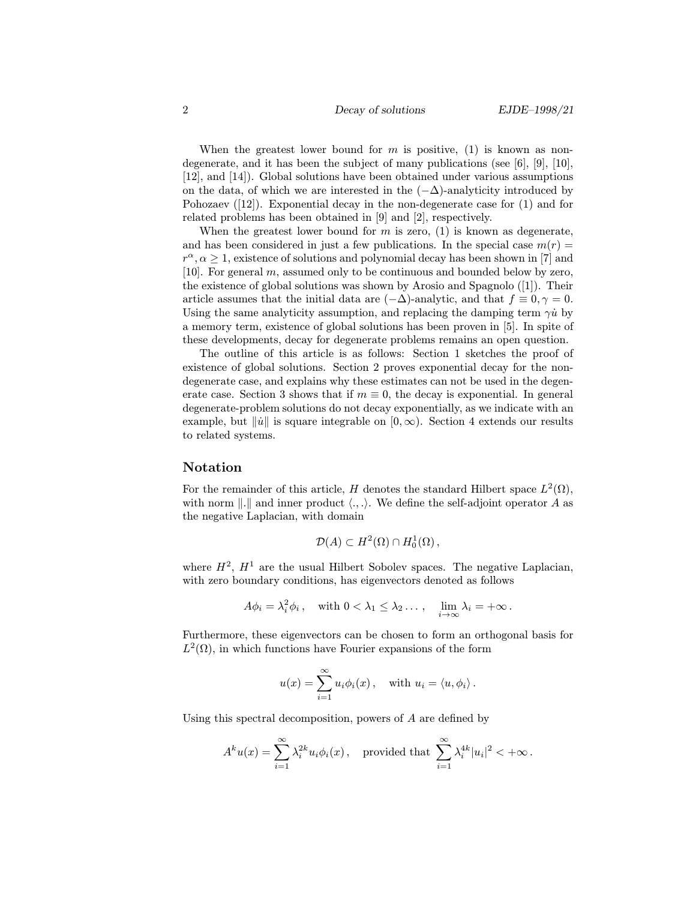When the greatest lower bound for $m$ is positive, (1) is known as non-degenerate, and it has been the subject of many publications (see [6], [9], [10], [12], and [14]). Global solutions have been obtained under various assumptions on the data, of which we are interested in the $(-\Delta)$-analyticity introduced by Pohozaev ([12]). Exponential decay in the non-degenerate case for (1) and for related problems has been obtained in [9] and [2], respectively.

When the greatest lower bound for $m$ is zero, (1) is known as degenerate, and has been considered in just a few publications. In the special case $m(r) = r^\alpha, \alpha \geq 1$, existence of solutions and polynomial decay has been shown in [7] and [10]. For general $m$, assumed only to be continuous and bounded below by zero, the existence of global solutions was shown by Arosio and Spagnolo ([1]). Their article assumes that the initial data are $(-\Delta)$-analytic, and that $f \equiv 0, \gamma = 0$. Using the same analyticity assumption, and replacing the damping term $\gamma \dot{u}$ by a memory term, existence of global solutions has been proven in [5]. In spite of these developments, decay for degenerate problems remains an open question.

The outline of this article is as follows: Section 1 sketches the proof of existence of global solutions. Section 2 proves exponential decay for the non-degenerate case, and explains why these estimates can not be used in the degenerate case. Section 3 shows that if $m \equiv 0$, the decay is exponential. In general degenerate-problem solutions do not decay exponentially, as we indicate with an example, but $\|\dot{u}\|$ is square integrable on $[0, \infty)$. Section 4 extends our results to related systems.

## Notation

For the remainder of this article, $H$ denotes the standard Hilbert space $L^2(\Omega)$, with norm $\|.\|$ and inner product $\langle ., . \rangle$. We define the self-adjoint operator $A$ as the negative Laplacian, with domain

$$\mathcal{D}(A) \subset H^2(\Omega) \cap H_0^1(\Omega)\,,$$

where $H^2$, $H^1$ are the usual Hilbert Sobolev spaces. The negative Laplacian, with zero boundary conditions, has eigenvectors denoted as follows

$$A\phi_i = \lambda_i^2 \phi_i\,, \quad \text{with } 0 < \lambda_1 \leq \lambda_2 \dots\,, \quad \lim_{i \to \infty} \lambda_i = +\infty\,.$$

Furthermore, these eigenvectors can be chosen to form an orthogonal basis for $L^2(\Omega)$, in which functions have Fourier expansions of the form

$$u(x) = \sum_{i=1}^{\infty} u_i \phi_i(x)\,, \quad \text{with } u_i = \langle u, \phi_i \rangle\,.$$

Using this spectral decomposition, powers of $A$ are defined by

$$A^k u(x) = \sum_{i=1}^{\infty} \lambda_i^{2k} u_i \phi_i(x)\,, \quad \text{provided that } \sum_{i=1}^{\infty} \lambda_i^{4k} |u_i|^2 < +\infty\,.$$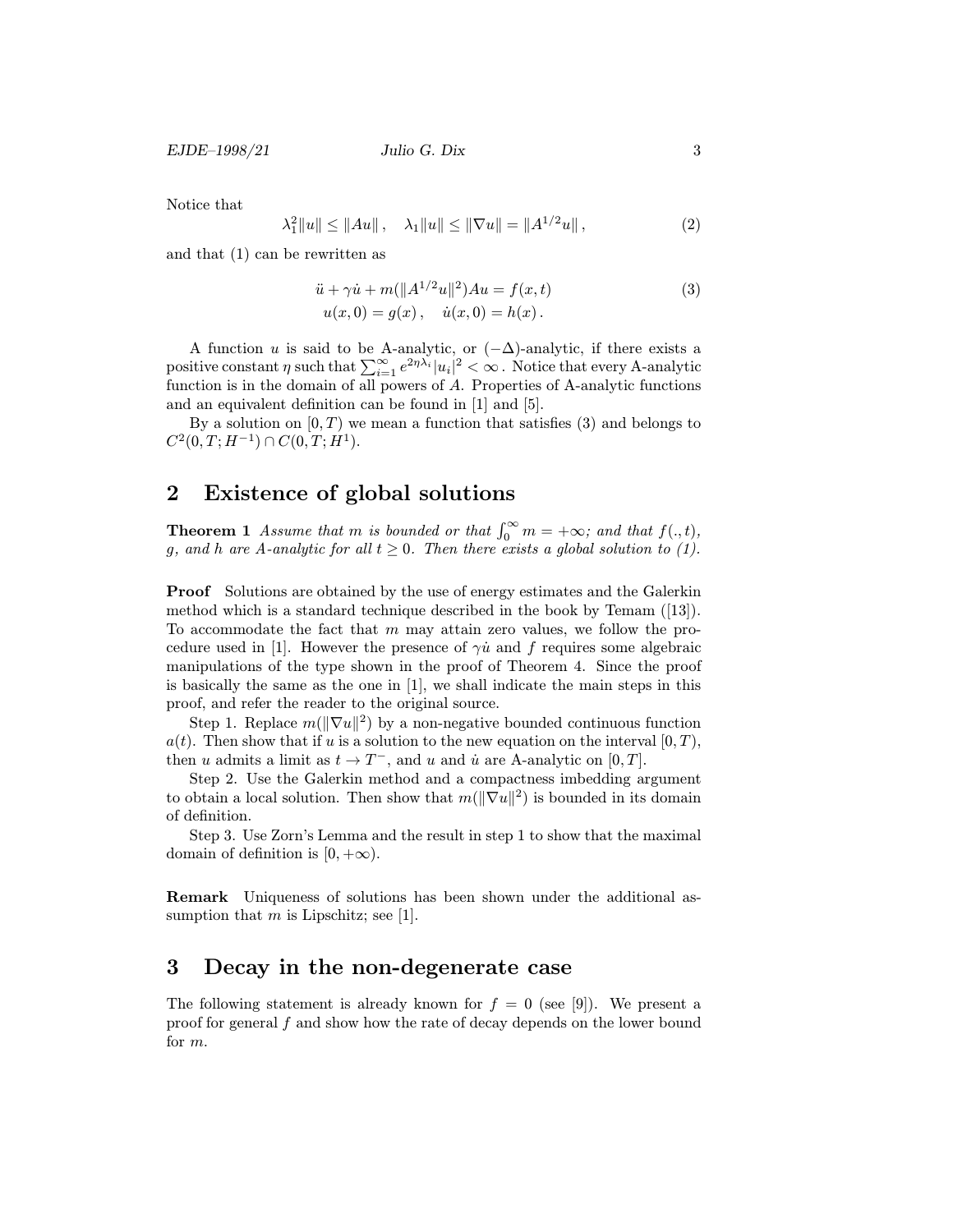Notice that

$$\lambda_1^2 \|u\| \leq \|Au\|\,, \quad \lambda_1 \|u\| \leq \|\nabla u\| = \|A^{1/2}u\|\,, \tag{2}$$

and that (1) can be rewritten as

$$\begin{aligned} &\ddot{u} + \gamma \dot{u} + m(\|A^{1/2}u\|^2)Au = f(x,t) \\ &u(x,0) = g(x)\,, \quad \dot{u}(x,0) = h(x)\,. \end{aligned} \tag{3}$$

A function $u$ is said to be A-analytic, or $(-\Delta)$-analytic, if there exists a positive constant $\eta$ such that $\sum_{i=1}^{\infty} e^{2\eta\lambda_i}|u_i|^2 < \infty$ . Notice that every A-analytic function is in the domain of all powers of $A$. Properties of A-analytic functions and an equivalent definition can be found in [1] and [5].

By a solution on $[0,T)$ we mean a function that satisfies (3) and belongs to $C^2(0,T;H^{-1}) \cap C(0,T;H^1)$.

## 2 Existence of global solutions

**Theorem 1** *Assume that $m$ is bounded or that $\int_0^\infty m = +\infty$; and that $f(.,t)$, $g$, and $h$ are A-analytic for all $t \geq 0$. Then there exists a global solution to (1).*

**Proof** Solutions are obtained by the use of energy estimates and the Galerkin method which is a standard technique described in the book by Temam ([13]). To accommodate the fact that $m$ may attain zero values, we follow the procedure used in [1]. However the presence of $\gamma\dot{u}$ and $f$ requires some algebraic manipulations of the type shown in the proof of Theorem 4. Since the proof is basically the same as the one in [1], we shall indicate the main steps in this proof, and refer the reader to the original source.

Step 1. Replace $m(\|\nabla u\|^2)$ by a non-negative bounded continuous function $a(t)$. Then show that if $u$ is a solution to the new equation on the interval $[0,T)$, then $u$ admits a limit as $t \to T^-$, and $u$ and $\dot{u}$ are A-analytic on $[0,T]$.

Step 2. Use the Galerkin method and a compactness imbedding argument to obtain a local solution. Then show that $m(\|\nabla u\|^2)$ is bounded in its domain of definition.

Step 3. Use Zorn's Lemma and the result in step 1 to show that the maximal domain of definition is $[0,+\infty)$.

**Remark** Uniqueness of solutions has been shown under the additional assumption that $m$ is Lipschitz; see [1].

## 3 Decay in the non-degenerate case

The following statement is already known for $f = 0$ (see [9]). We present a proof for general $f$ and show how the rate of decay depends on the lower bound for $m$.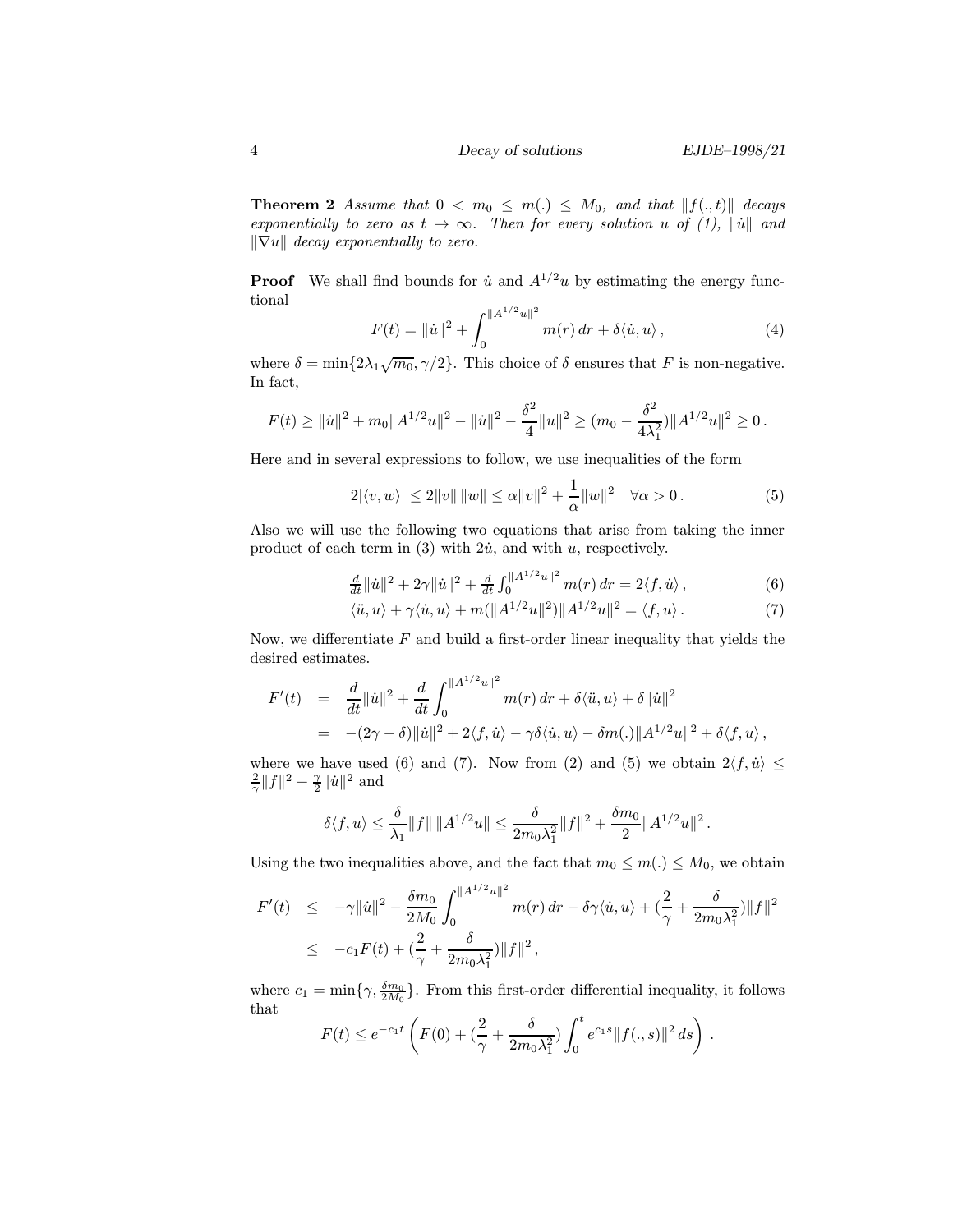**Theorem 2** *Assume that $0 < m_0 \le m(.) \le M_0$, and that $\|f(.,t)\|$ decays exponentially to zero as $t \to \infty$. Then for every solution $u$ of (1), $\|\dot{u}\|$ and $\|\nabla u\|$ decay exponentially to zero.*

**Proof** We shall find bounds for $\dot{u}$ and $A^{1/2}u$ by estimating the energy functional

$$F(t) = \|\dot{u}\|^2 + \int_0^{\|A^{1/2}u\|^2} m(r)\,dr + \delta\langle \dot{u}, u\rangle\,, \tag{4}$$

where $\delta = \min\{2\lambda_1\sqrt{m_0}, \gamma/2\}$. This choice of $\delta$ ensures that $F$ is non-negative. In fact,

$$F(t) \ge \|\dot{u}\|^2 + m_0\|A^{1/2}u\|^2 - \|\dot{u}\|^2 - \frac{\delta^2}{4}\|u\|^2 \ge (m_0 - \frac{\delta^2}{4\lambda_1^2})\|A^{1/2}u\|^2 \ge 0\,.$$

Here and in several expressions to follow, we use inequalities of the form

$$2|\langle v, w\rangle| \le 2\|v\|\,\|w\| \le \alpha\|v\|^2 + \frac{1}{\alpha}\|w\|^2 \quad \forall \alpha > 0\,. \tag{5}$$

Also we will use the following two equations that arise from taking the inner product of each term in (3) with $2\dot{u}$, and with $u$, respectively.

$$\tfrac{d}{dt}\|\dot{u}\|^2 + 2\gamma\|\dot{u}\|^2 + \tfrac{d}{dt}\int_0^{\|A^{1/2}u\|^2} m(r)\,dr = 2\langle f, \dot{u}\rangle\,, \tag{6}$$

$$\langle \ddot{u}, u\rangle + \gamma\langle \dot{u}, u\rangle + m(\|A^{1/2}u\|^2)\|A^{1/2}u\|^2 = \langle f, u\rangle\,. \tag{7}$$

Now, we differentiate $F$ and build a first-order linear inequality that yields the desired estimates.

$$\begin{aligned}
F'(t) &= \frac{d}{dt}\|\dot{u}\|^2 + \frac{d}{dt}\int_0^{\|A^{1/2}u\|^2} m(r)\,dr + \delta\langle \ddot{u}, u\rangle + \delta\|\dot{u}\|^2 \\
&= -(2\gamma - \delta)\|\dot{u}\|^2 + 2\langle f, \dot{u}\rangle - \gamma\delta\langle \dot{u}, u\rangle - \delta m(.)\|A^{1/2}u\|^2 + \delta\langle f, u\rangle\,,
\end{aligned}$$

where we have used (6) and (7). Now from (2) and (5) we obtain $2\langle f, \dot{u}\rangle \le \frac{2}{\gamma}\|f\|^2 + \frac{\gamma}{2}\|\dot{u}\|^2$ and

$$\delta\langle f, u\rangle \le \frac{\delta}{\lambda_1}\|f\|\,\|A^{1/2}u\| \le \frac{\delta}{2m_0\lambda_1^2}\|f\|^2 + \frac{\delta m_0}{2}\|A^{1/2}u\|^2\,.$$

Using the two inequalities above, and the fact that $m_0 \le m(.) \le M_0$, we obtain

$$\begin{aligned}
F'(t) &\le -\gamma\|\dot{u}\|^2 - \frac{\delta m_0}{2M_0}\int_0^{\|A^{1/2}u\|^2} m(r)\,dr - \delta\gamma\langle \dot{u}, u\rangle + (\frac{2}{\gamma} + \frac{\delta}{2m_0\lambda_1^2})\|f\|^2 \\
&\le -c_1F(t) + (\frac{2}{\gamma} + \frac{\delta}{2m_0\lambda_1^2})\|f\|^2\,,
\end{aligned}$$

where $c_1 = \min\{\gamma, \frac{\delta m_0}{2M_0}\}$. From this first-order differential inequality, it follows that

$$F(t) \le e^{-c_1 t}\left(F(0) + (\frac{2}{\gamma} + \frac{\delta}{2m_0\lambda_1^2})\int_0^t e^{c_1 s}\|f(.,s)\|^2\,ds\right)\,.$$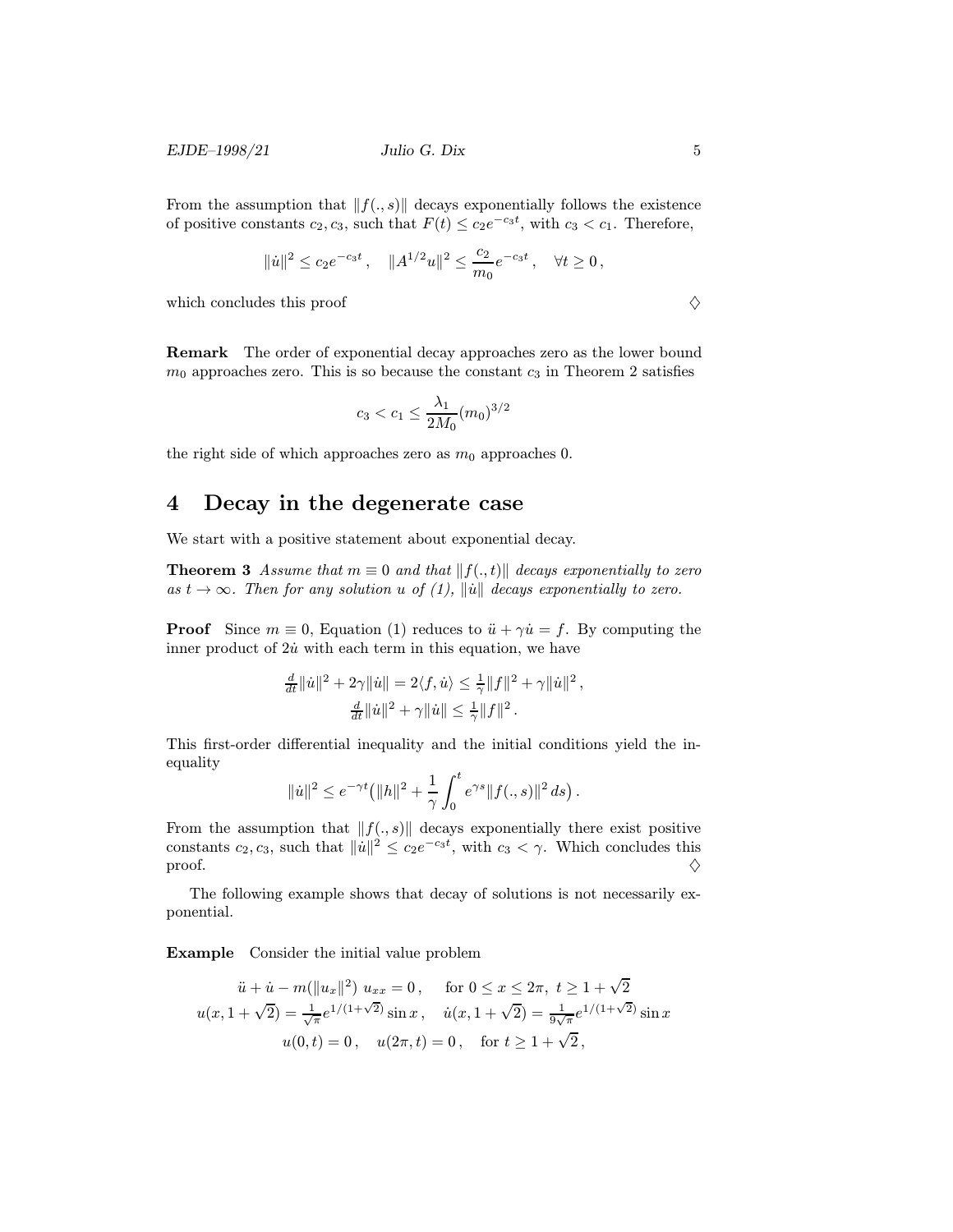From the assumption that $\|f(.,s)\|$ decays exponentially follows the existence of positive constants $c_2, c_3$, such that $F(t) \leq c_2 e^{-c_3 t}$, with $c_3 < c_1$. Therefore,

$$\|\dot{u}\|^2 \leq c_2 e^{-c_3 t}\,, \quad \|A^{1/2}u\|^2 \leq \frac{c_2}{m_0} e^{-c_3 t}\,, \quad \forall t \geq 0\,,$$

which concludes this proof ♢

**Remark** The order of exponential decay approaches zero as the lower bound $m_0$ approaches zero. This is so because the constant $c_3$ in Theorem 2 satisfies

$$c_3 < c_1 \leq \frac{\lambda_1}{2M_0}(m_0)^{3/2}$$

the right side of which approaches zero as $m_0$ approaches 0.

# 4 Decay in the degenerate case

We start with a positive statement about exponential decay.

**Theorem 3** *Assume that $m \equiv 0$ and that $\|f(.,t)\|$ decays exponentially to zero as $t \to \infty$. Then for any solution $u$ of (1), $\|\dot{u}\|$ decays exponentially to zero.*

**Proof** Since $m \equiv 0$, Equation (1) reduces to $\ddot{u} + \gamma\dot{u} = f$. By computing the inner product of $2\dot{u}$ with each term in this equation, we have

$$\tfrac{d}{dt}\|\dot{u}\|^2 + 2\gamma\|\dot{u}\| = 2\langle f, \dot{u}\rangle \leq \tfrac{1}{\gamma}\|f\|^2 + \gamma\|\dot{u}\|^2\,,$$
$$\tfrac{d}{dt}\|\dot{u}\|^2 + \gamma\|\dot{u}\| \leq \tfrac{1}{\gamma}\|f\|^2\,.$$

This first-order differential inequality and the initial conditions yield the inequality

$$\|\dot{u}\|^2 \leq e^{-\gamma t}\big(\|h\|^2 + \frac{1}{\gamma}\int_0^t e^{\gamma s}\|f(.,s)\|^2\,ds\big)\,.$$

From the assumption that $\|f(.,s)\|$ decays exponentially there exist positive constants $c_2, c_3$, such that $\|\dot{u}\|^2 \leq c_2 e^{-c_3 t}$, with $c_3 < \gamma$. Which concludes this proof. ♢

The following example shows that decay of solutions is not necessarily exponential.

**Example** Consider the initial value problem

$$\ddot{u} + \dot{u} - m(\|u_x\|^2)\; u_{xx} = 0\,, \quad \text{for } 0 \leq x \leq 2\pi,\; t \geq 1+\sqrt{2}$$
$$u(x, 1+\sqrt{2}) = \tfrac{1}{\sqrt{\pi}} e^{1/(1+\sqrt{2})}\sin x\,, \quad \dot{u}(x, 1+\sqrt{2}) = \tfrac{1}{9\sqrt{\pi}} e^{1/(1+\sqrt{2})}\sin x$$
$$u(0,t) = 0\,, \quad u(2\pi, t) = 0\,, \quad \text{for } t \geq 1+\sqrt{2}\,,$$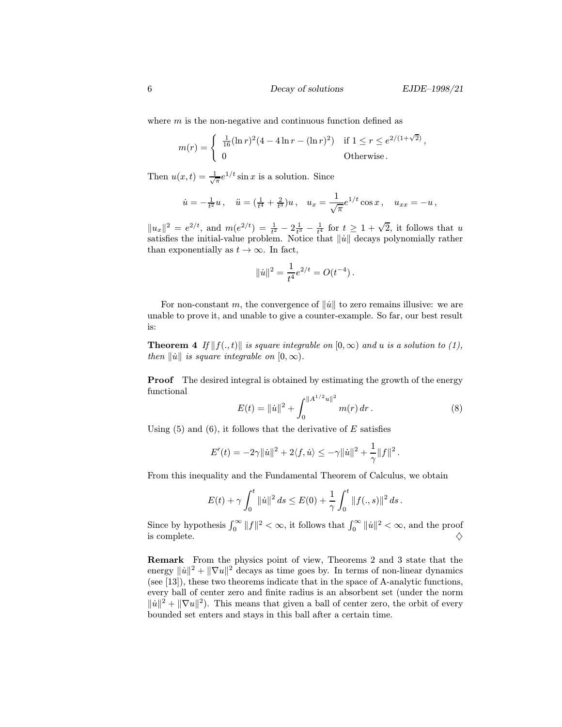where $m$ is the non-negative and continuous function defined as

$$m(r) = \begin{cases} \frac{1}{16}(\ln r)^2(4 - 4\ln r - (\ln r)^2) & \text{if } 1 \le r \le e^{2/(1+\sqrt{2})}\,, \\ 0 & \text{Otherwise}\,. \end{cases}$$

Then $u(x,t) = \frac{1}{\sqrt{\pi}} e^{1/t} \sin x$ is a solution. Since

$$\dot{u} = -\tfrac{1}{t^2} u\,, \quad \ddot{u} = (\tfrac{1}{t^4} + \tfrac{2}{t^3}) u\,, \quad u_x = \frac{1}{\sqrt{\pi}} e^{1/t} \cos x\,, \quad u_{xx} = -u\,,$$

$\|u_x\|^2 = e^{2/t}$, and $m(e^{2/t}) = \frac{1}{t^2} - 2\frac{1}{t^3} - \frac{1}{t^4}$ for $t \ge 1 + \sqrt{2}$, it follows that $u$ satisfies the initial-value problem. Notice that $\|\dot{u}\|$ decays polynomially rather than exponentially as $t \to \infty$. In fact,

$$\|\dot{u}\|^2 = \frac{1}{t^4} e^{2/t} = O(t^{-4})\,.$$

For non-constant $m$, the convergence of $\|\dot{u}\|$ to zero remains illusive: we are unable to prove it, and unable to give a counter-example. So far, our best result is:

**Theorem 4** *If $\|f(.,t)\|$ is square integrable on $[0,\infty)$ and $u$ is a solution to (1), then $\|\dot{u}\|$ is square integrable on $[0,\infty)$.*

**Proof** The desired integral is obtained by estimating the growth of the energy functional

$$E(t) = \|\dot{u}\|^2 + \int_0^{\|A^{1/2}u\|^2} m(r)\, dr\,. \tag{8}$$

Using (5) and (6), it follows that the derivative of $E$ satisfies

$$E'(t) = -2\gamma\|\dot{u}\|^2 + 2\langle f, \dot{u}\rangle \le -\gamma\|\dot{u}\|^2 + \frac{1}{\gamma}\|f\|^2\,.$$

From this inequality and the Fundamental Theorem of Calculus, we obtain

$$E(t) + \gamma \int_0^t \|\dot{u}\|^2\, ds \le E(0) + \frac{1}{\gamma}\int_0^t \|f(.,s)\|^2\, ds\,.$$

Since by hypothesis $\int_0^\infty \|f\|^2 < \infty$, it follows that $\int_0^\infty \|\dot{u}\|^2 < \infty$, and the proof is complete. $\diamondsuit$

**Remark** From the physics point of view, Theorems 2 and 3 state that the energy $\|\dot{u}\|^2 + \|\nabla u\|^2$ decays as time goes by. In terms of non-linear dynamics (see [13]), these two theorems indicate that in the space of A-analytic functions, every ball of center zero and finite radius is an absorbent set (under the norm $\|\dot{u}\|^2 + \|\nabla u\|^2$). This means that given a ball of center zero, the orbit of every bounded set enters and stays in this ball after a certain time.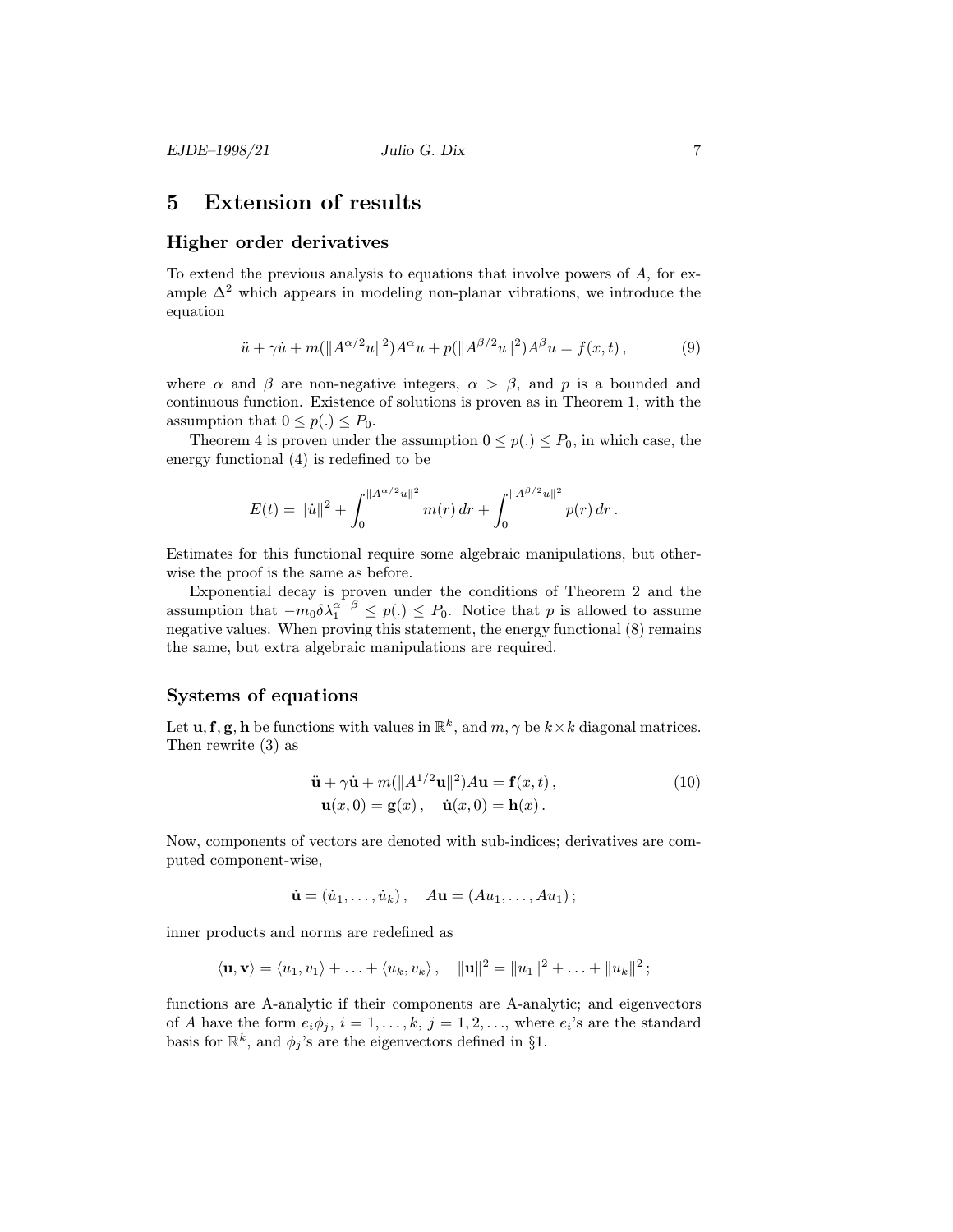# 5 Extension of results

## Higher order derivatives

To extend the previous analysis to equations that involve powers of $A$, for example $\Delta^2$ which appears in modeling non-planar vibrations, we introduce the equation

$$\ddot{u} + \gamma\dot{u} + m(\|A^{\alpha/2}u\|^2)A^{\alpha}u + p(\|A^{\beta/2}u\|^2)A^{\beta}u = f(x,t)\,, \tag{9}$$

where $\alpha$ and $\beta$ are non-negative integers, $\alpha > \beta$, and $p$ is a bounded and continuous function. Existence of solutions is proven as in Theorem 1, with the assumption that $0 \leq p(.) \leq P_0$.

Theorem 4 is proven under the assumption $0 \leq p(.) \leq P_0$, in which case, the energy functional (4) is redefined to be

$$E(t) = \|\dot{u}\|^2 + \int_0^{\|A^{\alpha/2}u\|^2} m(r)\,dr + \int_0^{\|A^{\beta/2}u\|^2} p(r)\,dr\,.$$

Estimates for this functional require some algebraic manipulations, but otherwise the proof is the same as before.

Exponential decay is proven under the conditions of Theorem 2 and the assumption that $-m_0\delta\lambda_1^{\alpha-\beta} \leq p(.) \leq P_0$. Notice that $p$ is allowed to assume negative values. When proving this statement, the energy functional (8) remains the same, but extra algebraic manipulations are required.

## Systems of equations

Let $\mathbf{u}, \mathbf{f}, \mathbf{g}, \mathbf{h}$ be functions with values in $\mathbb{R}^k$, and $m, \gamma$ be $k \times k$ diagonal matrices. Then rewrite (3) as

$$\begin{aligned} \ddot{\mathbf{u}} + \gamma\dot{\mathbf{u}} + m(\|A^{1/2}\mathbf{u}\|^2)A\mathbf{u} &= \mathbf{f}(x,t)\,, \\ \mathbf{u}(x,0) = \mathbf{g}(x)\,, \quad \dot{\mathbf{u}}(x,0) &= \mathbf{h}(x)\,. \end{aligned} \tag{10}$$

Now, components of vectors are denoted with sub-indices; derivatives are computed component-wise,

$$\dot{\mathbf{u}} = (\dot{u}_1, \ldots, \dot{u}_k)\,, \quad A\mathbf{u} = (Au_1, \ldots, Au_1)\,;$$

inner products and norms are redefined as

$$\langle \mathbf{u}, \mathbf{v} \rangle = \langle u_1, v_1 \rangle + \ldots + \langle u_k, v_k \rangle\,, \quad \|\mathbf{u}\|^2 = \|u_1\|^2 + \ldots + \|u_k\|^2\,;$$

functions are A-analytic if their components are A-analytic; and eigenvectors of $A$ have the form $e_i\phi_j$, $i = 1, \ldots, k$, $j = 1, 2, \ldots$, where $e_i$'s are the standard basis for $\mathbb{R}^k$, and $\phi_j$'s are the eigenvectors defined in §1.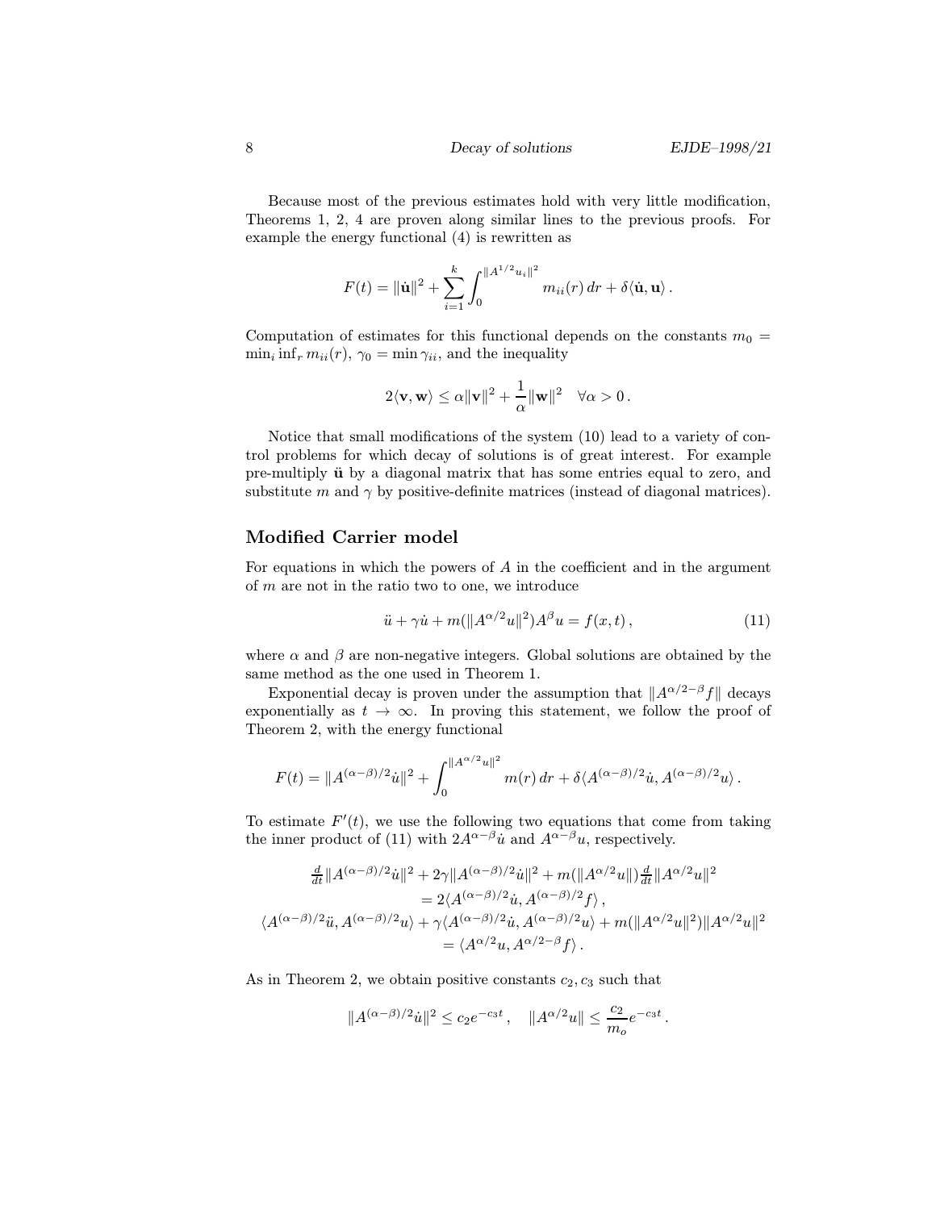Because most of the previous estimates hold with very little modification, Theorems 1, 2, 4 are proven along similar lines to the previous proofs. For example the energy functional (4) is rewritten as

$$F(t) = \|\dot{\mathbf{u}}\|^2 + \sum_{i=1}^{k} \int_0^{\|A^{1/2}u_i\|^2} m_{ii}(r)\, dr + \delta\langle \dot{\mathbf{u}}, \mathbf{u}\rangle \,.$$

Computation of estimates for this functional depends on the constants $m_0 = \min_i \inf_r m_{ii}(r)$, $\gamma_0 = \min \gamma_{ii}$, and the inequality

$$2\langle \mathbf{v}, \mathbf{w}\rangle \leq \alpha \|\mathbf{v}\|^2 + \frac{1}{\alpha}\|\mathbf{w}\|^2 \quad \forall \alpha > 0\,.$$

Notice that small modifications of the system (10) lead to a variety of control problems for which decay of solutions is of great interest. For example pre-multiply $\ddot{\mathbf{u}}$ by a diagonal matrix that has some entries equal to zero, and substitute $m$ and $\gamma$ by positive-definite matrices (instead of diagonal matrices).

## Modified Carrier model

For equations in which the powers of $A$ in the coefficient and in the argument of $m$ are not in the ratio two to one, we introduce

$$\ddot{u} + \gamma \dot{u} + m(\|A^{\alpha/2}u\|^2)A^{\beta}u = f(x,t)\,, \tag{11}$$

where $\alpha$ and $\beta$ are non-negative integers. Global solutions are obtained by the same method as the one used in Theorem 1.

Exponential decay is proven under the assumption that $\|A^{\alpha/2-\beta}f\|$ decays exponentially as $t \to \infty$. In proving this statement, we follow the proof of Theorem 2, with the energy functional

$$F(t) = \|A^{(\alpha-\beta)/2}\dot{u}\|^2 + \int_0^{\|A^{\alpha/2}u\|^2} m(r)\, dr + \delta\langle A^{(\alpha-\beta)/2}\dot{u}, A^{(\alpha-\beta)/2}u\rangle \,.$$

To estimate $F'(t)$, we use the following two equations that come from taking the inner product of (11) with $2A^{\alpha-\beta}\dot{u}$ and $A^{\alpha-\beta}u$, respectively.

$$\begin{gathered}
\tfrac{d}{dt}\|A^{(\alpha-\beta)/2}\dot{u}\|^2 + 2\gamma\|A^{(\alpha-\beta)/2}\dot{u}\|^2 + m(\|A^{\alpha/2}u\|)\tfrac{d}{dt}\|A^{\alpha/2}u\|^2 \\
= 2\langle A^{(\alpha-\beta)/2}\dot{u}, A^{(\alpha-\beta)/2}f\rangle\,, \\
\langle A^{(\alpha-\beta)/2}\ddot{u}, A^{(\alpha-\beta)/2}u\rangle + \gamma\langle A^{(\alpha-\beta)/2}\dot{u}, A^{(\alpha-\beta)/2}u\rangle + m(\|A^{\alpha/2}u\|^2)\|A^{\alpha/2}u\|^2 \\
= \langle A^{\alpha/2}u, A^{\alpha/2-\beta}f\rangle\,.
\end{gathered}$$

As in Theorem 2, we obtain positive constants $c_2, c_3$ such that

$$\|A^{(\alpha-\beta)/2}\dot{u}\|^2 \leq c_2 e^{-c_3 t}\,, \quad \|A^{\alpha/2}u\| \leq \frac{c_2}{m_o}e^{-c_3 t}\,.$$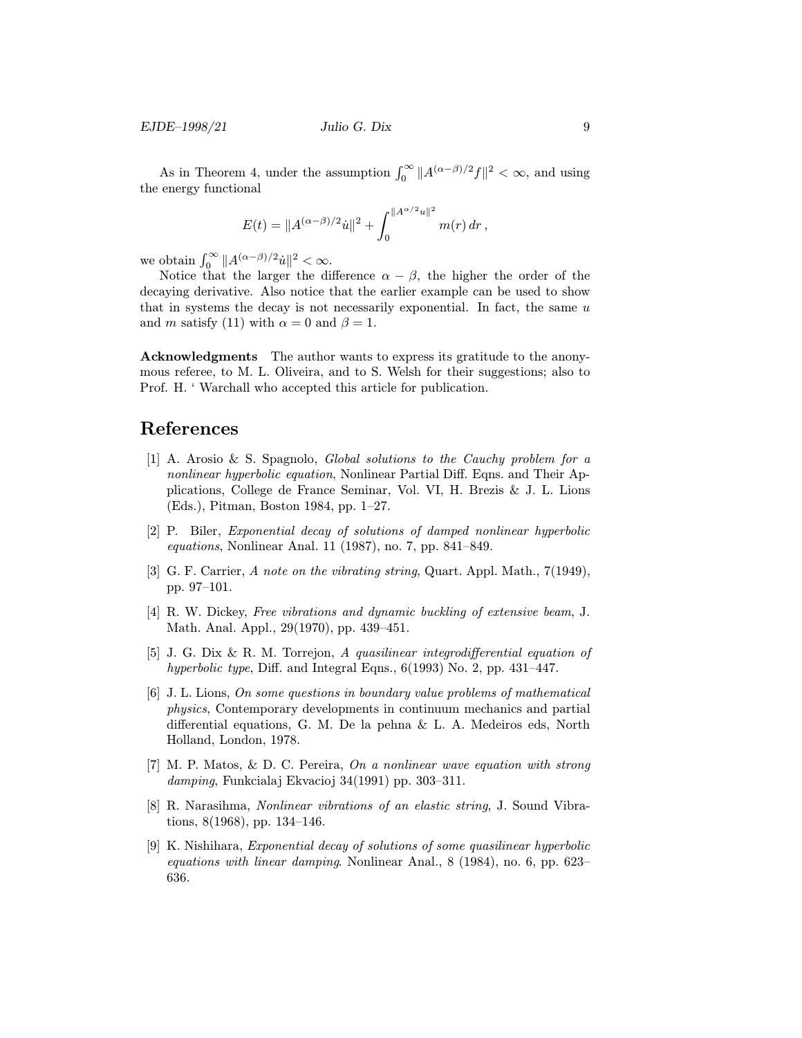As in Theorem 4, under the assumption $\int_0^\infty \|A^{(\alpha-\beta)/2}f\|^2 < \infty$, and using the energy functional

$$E(t) = \|A^{(\alpha-\beta)/2}\dot{u}\|^2 + \int_0^{\|A^{\alpha/2}u\|^2} m(r)\,dr\,,$$

we obtain $\int_0^\infty \|A^{(\alpha-\beta)/2}\dot{u}\|^2 < \infty$.

Notice that the larger the difference $\alpha - \beta$, the higher the order of the decaying derivative. Also notice that the earlier example can be used to show that in systems the decay is not necessarily exponential. In fact, the same $u$ and $m$ satisfy (11) with $\alpha = 0$ and $\beta = 1$.

**Acknowledgments** The author wants to express its gratitude to the anonymous referee, to M. L. Oliveira, and to S. Welsh for their suggestions; also to Prof. H. ' Warchall who accepted this article for publication.

# References

[1] A. Arosio & S. Spagnolo, *Global solutions to the Cauchy problem for a nonlinear hyperbolic equation*, Nonlinear Partial Diff. Eqns. and Their Applications, College de France Seminar, Vol. VI, H. Brezis & J. L. Lions (Eds.), Pitman, Boston 1984, pp. 1–27.

[2] P. Biler, *Exponential decay of solutions of damped nonlinear hyperbolic equations*, Nonlinear Anal. 11 (1987), no. 7, pp. 841–849.

[3] G. F. Carrier, *A note on the vibrating string*, Quart. Appl. Math., 7(1949), pp. 97–101.

[4] R. W. Dickey, *Free vibrations and dynamic buckling of extensive beam*, J. Math. Anal. Appl., 29(1970), pp. 439–451.

[5] J. G. Dix & R. M. Torrejon, *A quasilinear integrodifferential equation of hyperbolic type*, Diff. and Integral Eqns., 6(1993) No. 2, pp. 431–447.

[6] J. L. Lions, *On some questions in boundary value problems of mathematical physics*, Contemporary developments in continuum mechanics and partial differential equations, G. M. De la pehna & L. A. Medeiros eds, North Holland, London, 1978.

[7] M. P. Matos, & D. C. Pereira, *On a nonlinear wave equation with strong damping*, Funkcialaj Ekvacioj 34(1991) pp. 303–311.

[8] R. Narasihma, *Nonlinear vibrations of an elastic string*, J. Sound Vibrations, 8(1968), pp. 134–146.

[9] K. Nishihara, *Exponential decay of solutions of some quasilinear hyperbolic equations with linear damping*. Nonlinear Anal., 8 (1984), no. 6, pp. 623–636.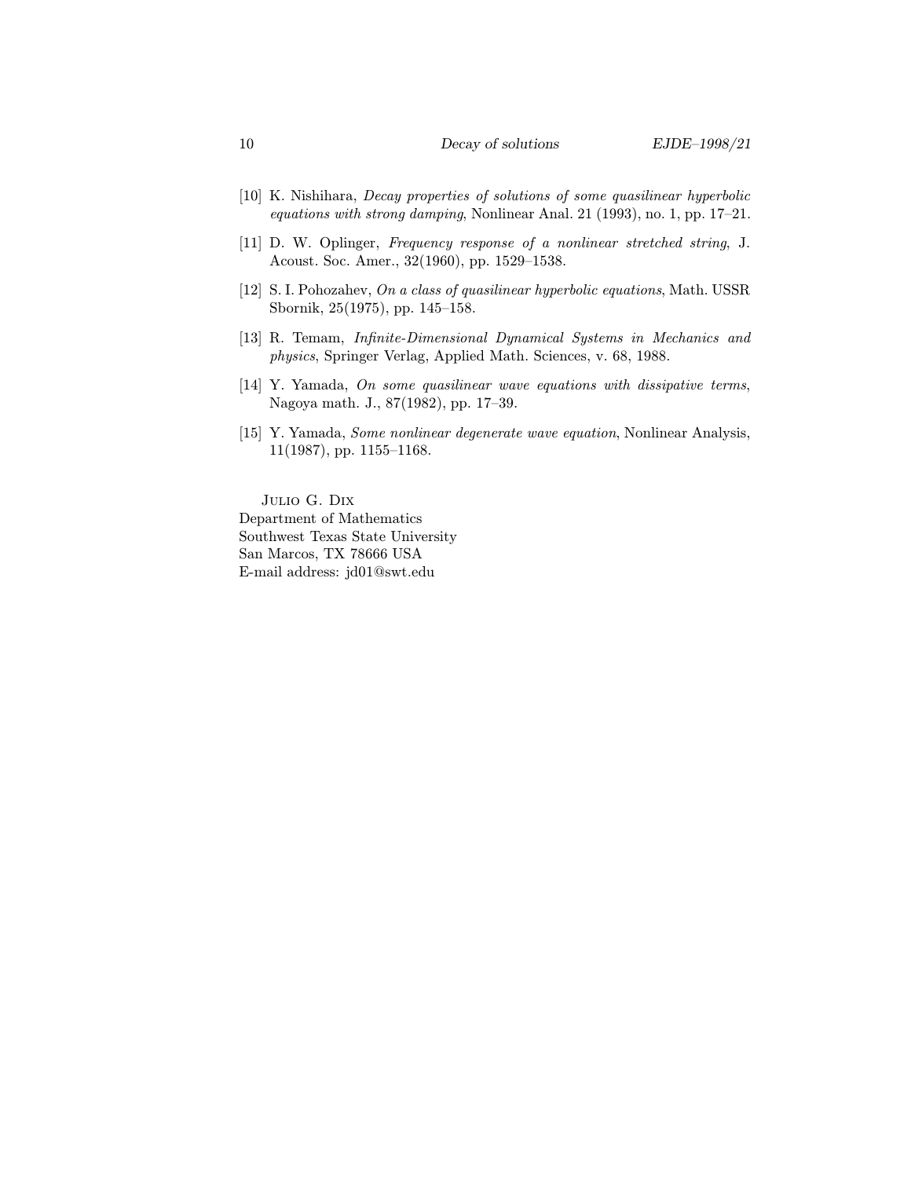[10] K. Nishihara, *Decay properties of solutions of some quasilinear hyperbolic equations with strong damping*, Nonlinear Anal. 21 (1993), no. 1, pp. 17–21.

[11] D. W. Oplinger, *Frequency response of a nonlinear stretched string*, J. Acoust. Soc. Amer., 32(1960), pp. 1529–1538.

[12] S. I. Pohozahev, *On a class of quasilinear hyperbolic equations*, Math. USSR Sbornik, 25(1975), pp. 145–158.

[13] R. Temam, *Infinite-Dimensional Dynamical Systems in Mechanics and physics*, Springer Verlag, Applied Math. Sciences, v. 68, 1988.

[14] Y. Yamada, *On some quasilinear wave equations with dissipative terms*, Nagoya math. J., 87(1982), pp. 17–39.

[15] Y. Yamada, *Some nonlinear degenerate wave equation*, Nonlinear Analysis, 11(1987), pp. 1155–1168.

Julio G. Dix
Department of Mathematics
Southwest Texas State University
San Marcos, TX 78666 USA
E-mail address: jd01@swt.edu